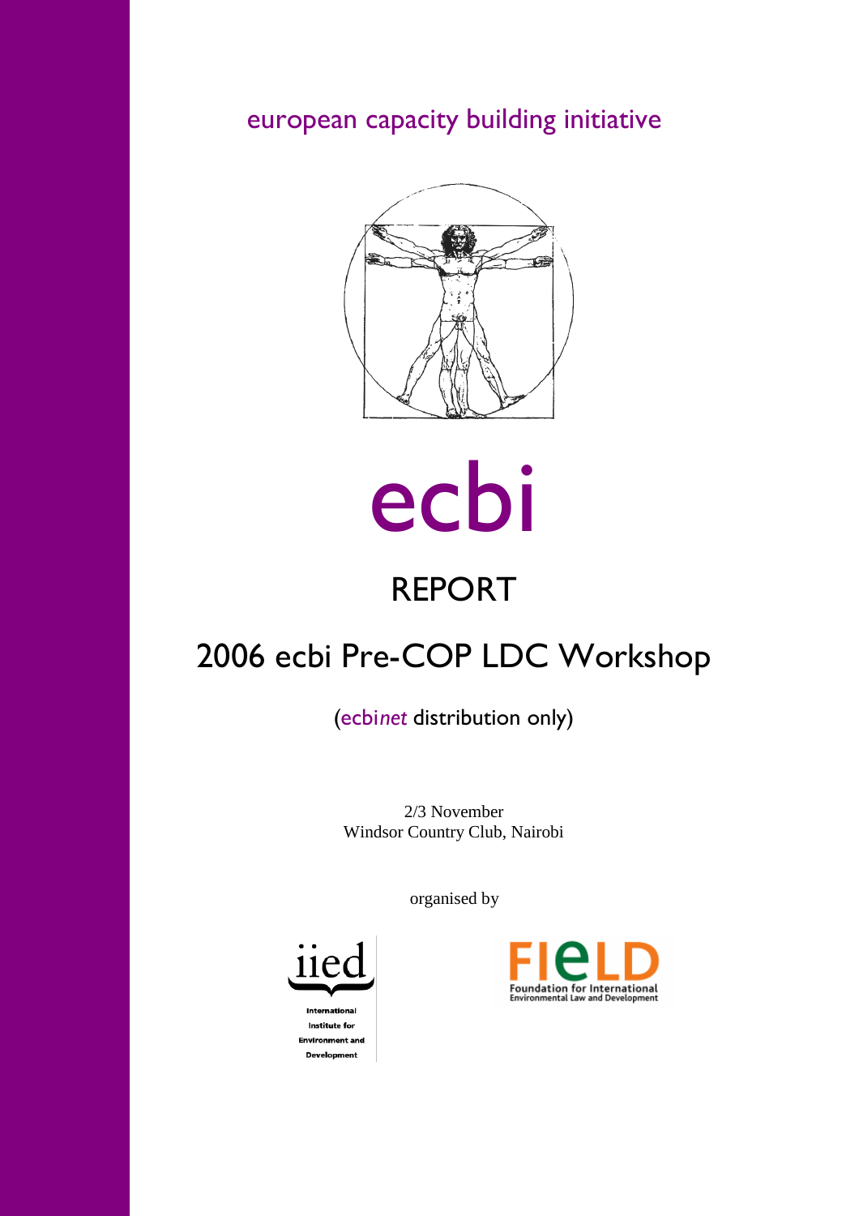european capacity building initiative

# ecbi

## REPORT

## 2006 ecbi Pre-COP LDC Workshop

(ecbi*net* distribution only)

2/3 November
Windsor Country Club, Nairobi

organised by

iied
International Institute for Environment and Development

FIELD
Foundation for International Environmental Law and Development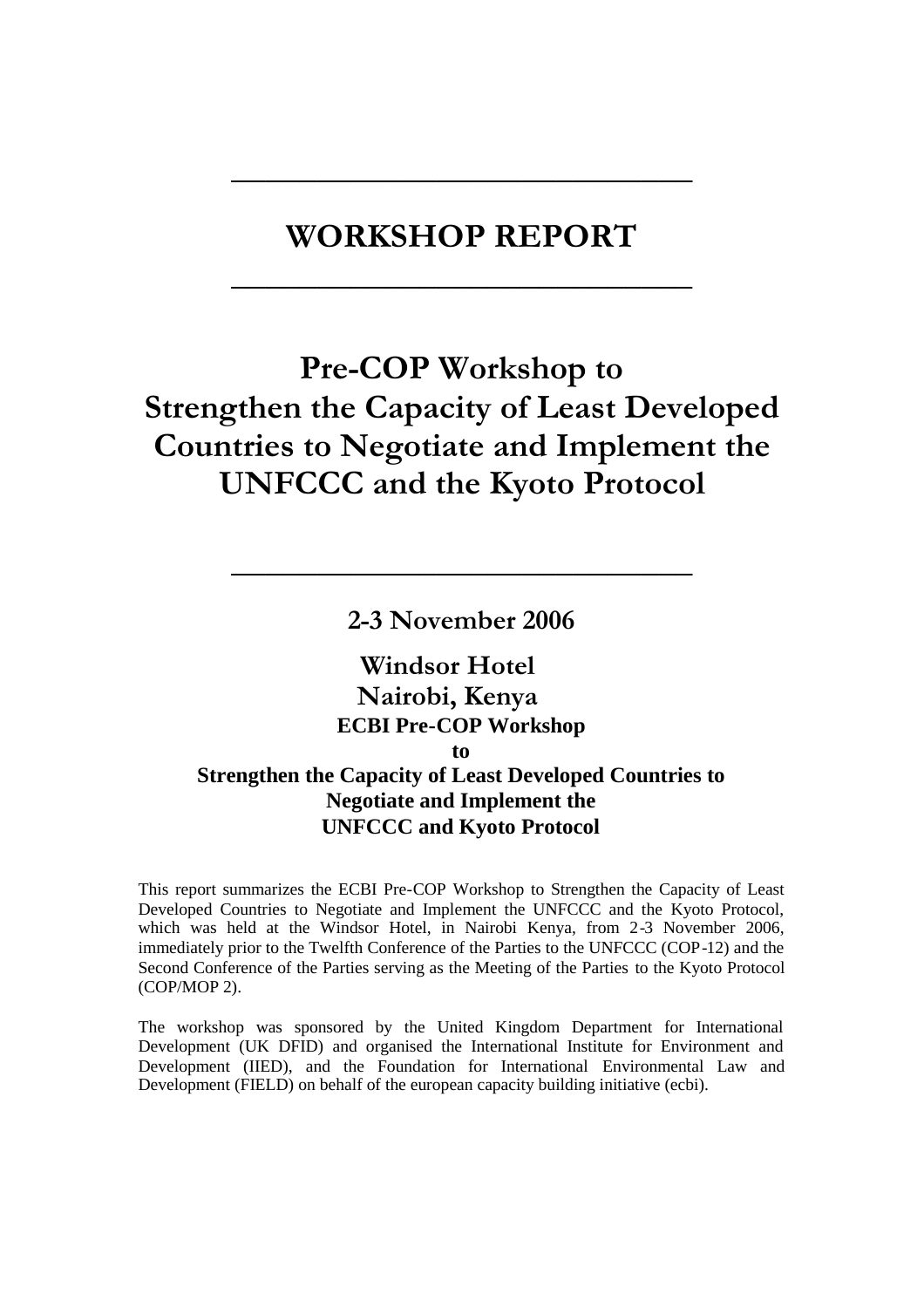# WORKSHOP REPORT

# Pre-COP Workshop to Strengthen the Capacity of Least Developed Countries to Negotiate and Implement the UNFCCC and the Kyoto Protocol

**2-3 November 2006**

**Windsor Hotel**
**Nairobi, Kenya**

**ECBI Pre-COP Workshop to Strengthen the Capacity of Least Developed Countries to Negotiate and Implement the UNFCCC and Kyoto Protocol**

This report summarizes the ECBI Pre-COP Workshop to Strengthen the Capacity of Least Developed Countries to Negotiate and Implement the UNFCCC and the Kyoto Protocol, which was held at the Windsor Hotel, in Nairobi Kenya, from 2-3 November 2006, immediately prior to the Twelfth Conference of the Parties to the UNFCCC (COP-12) and the Second Conference of the Parties serving as the Meeting of the Parties to the Kyoto Protocol (COP/MOP 2).

The workshop was sponsored by the United Kingdom Department for International Development (UK DFID) and organised the International Institute for Environment and Development (IIED), and the Foundation for International Environmental Law and Development (FIELD) on behalf of the european capacity building initiative (ecbi).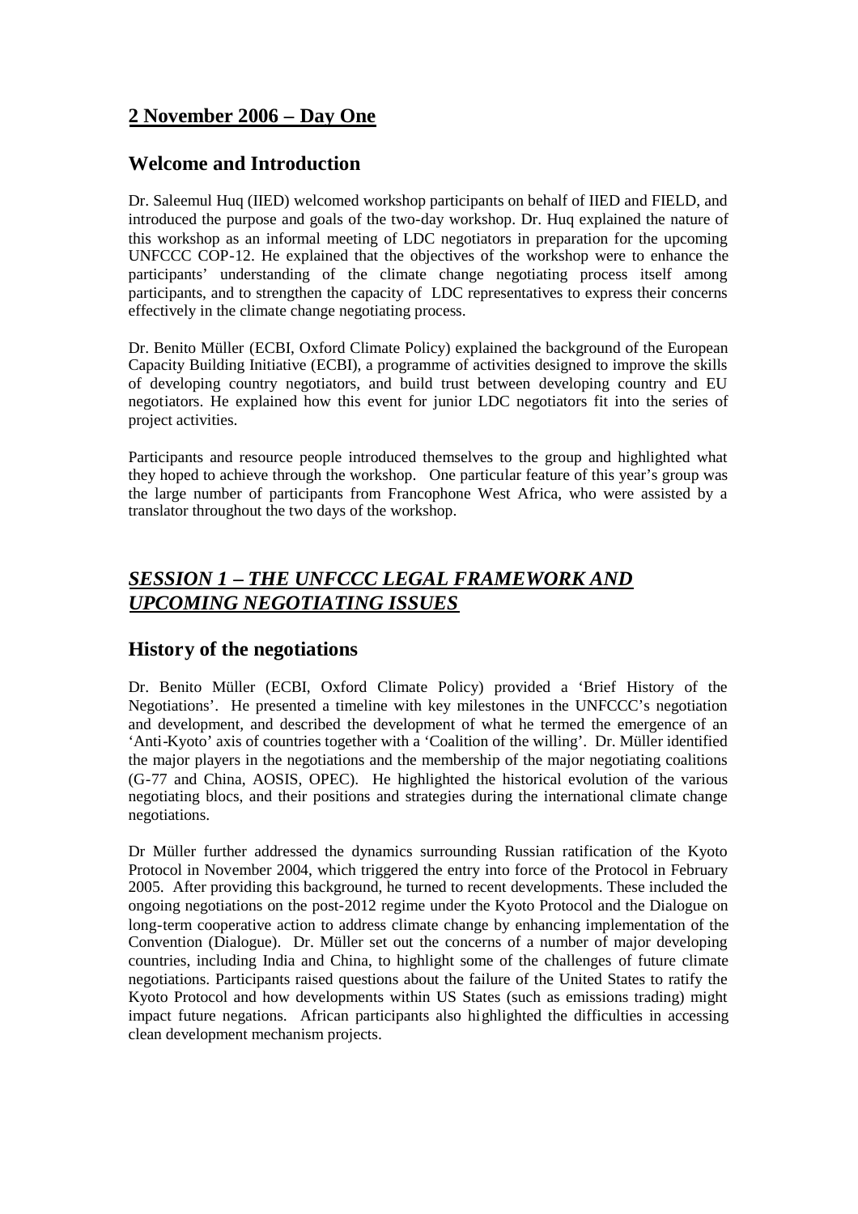## 2 November 2006 – Day One

### Welcome and Introduction

Dr. Saleemul Huq (IIED) welcomed workshop participants on behalf of IIED and FIELD, and introduced the purpose and goals of the two-day workshop. Dr. Huq explained the nature of this workshop as an informal meeting of LDC negotiators in preparation for the upcoming UNFCCC COP-12. He explained that the objectives of the workshop were to enhance the participants' understanding of the climate change negotiating process itself among participants, and to strengthen the capacity of LDC representatives to express their concerns effectively in the climate change negotiating process.

Dr. Benito Müller (ECBI, Oxford Climate Policy) explained the background of the European Capacity Building Initiative (ECBI), a programme of activities designed to improve the skills of developing country negotiators, and build trust between developing country and EU negotiators. He explained how this event for junior LDC negotiators fit into the series of project activities.

Participants and resource people introduced themselves to the group and highlighted what they hoped to achieve through the workshop. One particular feature of this year's group was the large number of participants from Francophone West Africa, who were assisted by a translator throughout the two days of the workshop.

## *SESSION 1 – THE UNFCCC LEGAL FRAMEWORK AND UPCOMING NEGOTIATING ISSUES*

### History of the negotiations

Dr. Benito Müller (ECBI, Oxford Climate Policy) provided a 'Brief History of the Negotiations'. He presented a timeline with key milestones in the UNFCCC's negotiation and development, and described the development of what he termed the emergence of an 'Anti-Kyoto' axis of countries together with a 'Coalition of the willing'. Dr. Müller identified the major players in the negotiations and the membership of the major negotiating coalitions (G-77 and China, AOSIS, OPEC). He highlighted the historical evolution of the various negotiating blocs, and their positions and strategies during the international climate change negotiations.

Dr Müller further addressed the dynamics surrounding Russian ratification of the Kyoto Protocol in November 2004, which triggered the entry into force of the Protocol in February 2005. After providing this background, he turned to recent developments. These included the ongoing negotiations on the post-2012 regime under the Kyoto Protocol and the Dialogue on long-term cooperative action to address climate change by enhancing implementation of the Convention (Dialogue). Dr. Müller set out the concerns of a number of major developing countries, including India and China, to highlight some of the challenges of future climate negotiations. Participants raised questions about the failure of the United States to ratify the Kyoto Protocol and how developments within US States (such as emissions trading) might impact future negations. African participants also highlighted the difficulties in accessing clean development mechanism projects.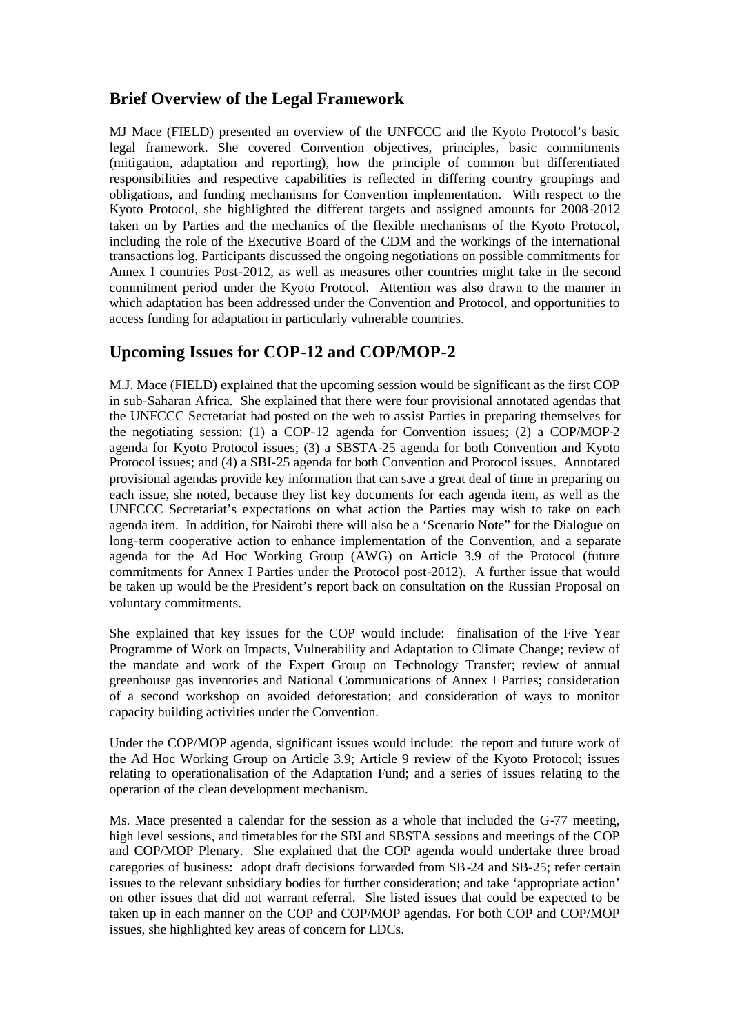## Brief Overview of the Legal Framework

MJ Mace (FIELD) presented an overview of the UNFCCC and the Kyoto Protocol's basic legal framework. She covered Convention objectives, principles, basic commitments (mitigation, adaptation and reporting), how the principle of common but differentiated responsibilities and respective capabilities is reflected in differing country groupings and obligations, and funding mechanisms for Convention implementation. With respect to the Kyoto Protocol, she highlighted the different targets and assigned amounts for 2008-2012 taken on by Parties and the mechanics of the flexible mechanisms of the Kyoto Protocol, including the role of the Executive Board of the CDM and the workings of the international transactions log. Participants discussed the ongoing negotiations on possible commitments for Annex I countries Post-2012, as well as measures other countries might take in the second commitment period under the Kyoto Protocol. Attention was also drawn to the manner in which adaptation has been addressed under the Convention and Protocol, and opportunities to access funding for adaptation in particularly vulnerable countries.

## Upcoming Issues for COP-12 and COP/MOP-2

M.J. Mace (FIELD) explained that the upcoming session would be significant as the first COP in sub-Saharan Africa. She explained that there were four provisional annotated agendas that the UNFCCC Secretariat had posted on the web to assist Parties in preparing themselves for the negotiating session: (1) a COP-12 agenda for Convention issues; (2) a COP/MOP-2 agenda for Kyoto Protocol issues; (3) a SBSTA-25 agenda for both Convention and Kyoto Protocol issues; and (4) a SBI-25 agenda for both Convention and Protocol issues. Annotated provisional agendas provide key information that can save a great deal of time in preparing on each issue, she noted, because they list key documents for each agenda item, as well as the UNFCCC Secretariat's expectations on what action the Parties may wish to take on each agenda item. In addition, for Nairobi there will also be a 'Scenario Note" for the Dialogue on long-term cooperative action to enhance implementation of the Convention, and a separate agenda for the Ad Hoc Working Group (AWG) on Article 3.9 of the Protocol (future commitments for Annex I Parties under the Protocol post-2012). A further issue that would be taken up would be the President's report back on consultation on the Russian Proposal on voluntary commitments.

She explained that key issues for the COP would include: finalisation of the Five Year Programme of Work on Impacts, Vulnerability and Adaptation to Climate Change; review of the mandate and work of the Expert Group on Technology Transfer; review of annual greenhouse gas inventories and National Communications of Annex I Parties; consideration of a second workshop on avoided deforestation; and consideration of ways to monitor capacity building activities under the Convention.

Under the COP/MOP agenda, significant issues would include: the report and future work of the Ad Hoc Working Group on Article 3.9; Article 9 review of the Kyoto Protocol; issues relating to operationalisation of the Adaptation Fund; and a series of issues relating to the operation of the clean development mechanism.

Ms. Mace presented a calendar for the session as a whole that included the G-77 meeting, high level sessions, and timetables for the SBI and SBSTA sessions and meetings of the COP and COP/MOP Plenary. She explained that the COP agenda would undertake three broad categories of business: adopt draft decisions forwarded from SB-24 and SB-25; refer certain issues to the relevant subsidiary bodies for further consideration; and take 'appropriate action' on other issues that did not warrant referral. She listed issues that could be expected to be taken up in each manner on the COP and COP/MOP agendas. For both COP and COP/MOP issues, she highlighted key areas of concern for LDCs.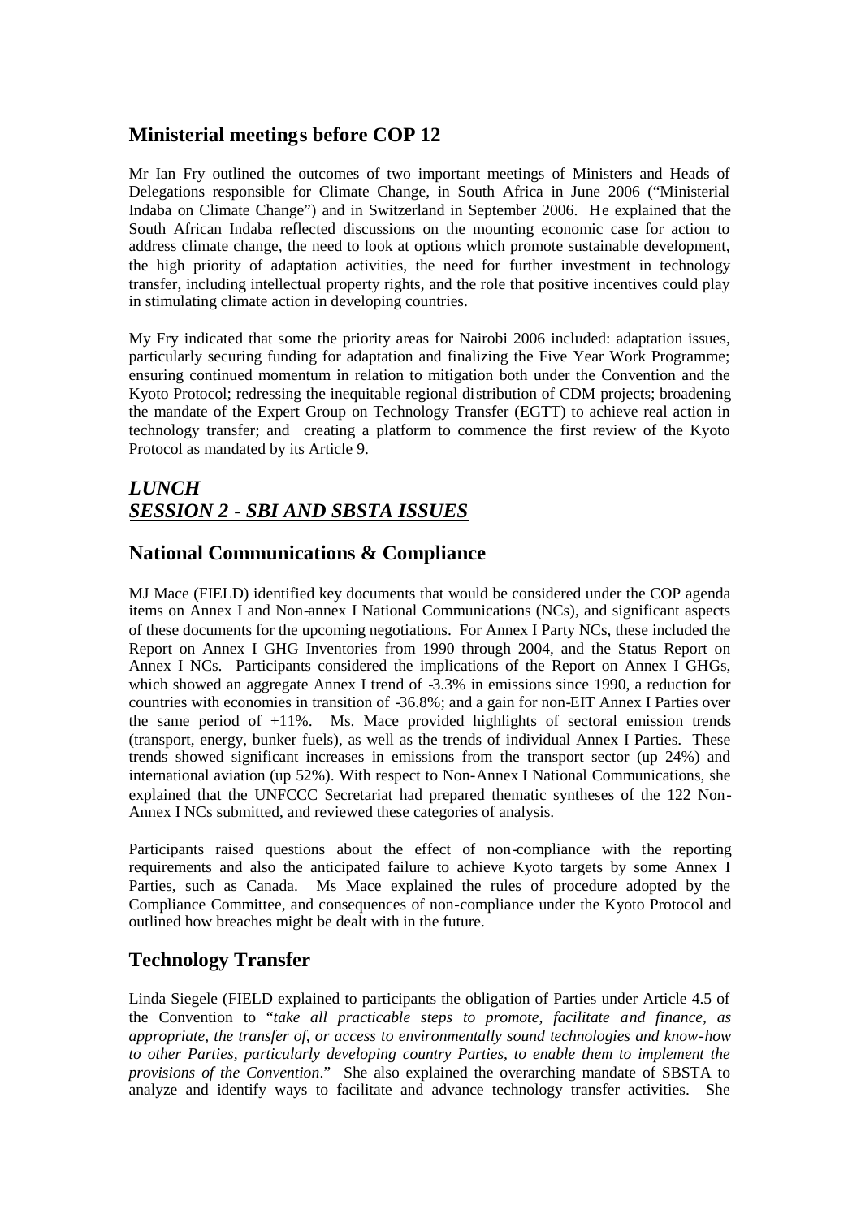## Ministerial meetings before COP 12

Mr Ian Fry outlined the outcomes of two important meetings of Ministers and Heads of Delegations responsible for Climate Change, in South Africa in June 2006 ("Ministerial Indaba on Climate Change") and in Switzerland in September 2006. He explained that the South African Indaba reflected discussions on the mounting economic case for action to address climate change, the need to look at options which promote sustainable development, the high priority of adaptation activities, the need for further investment in technology transfer, including intellectual property rights, and the role that positive incentives could play in stimulating climate action in developing countries.

My Fry indicated that some the priority areas for Nairobi 2006 included: adaptation issues, particularly securing funding for adaptation and finalizing the Five Year Work Programme; ensuring continued momentum in relation to mitigation both under the Convention and the Kyoto Protocol; redressing the inequitable regional distribution of CDM projects; broadening the mandate of the Expert Group on Technology Transfer (EGTT) to achieve real action in technology transfer; and creating a platform to commence the first review of the Kyoto Protocol as mandated by its Article 9.

## *LUNCH*

## *SESSION 2 - SBI AND SBSTA ISSUES*

## National Communications & Compliance

MJ Mace (FIELD) identified key documents that would be considered under the COP agenda items on Annex I and Non-annex I National Communications (NCs), and significant aspects of these documents for the upcoming negotiations. For Annex I Party NCs, these included the Report on Annex I GHG Inventories from 1990 through 2004, and the Status Report on Annex I NCs. Participants considered the implications of the Report on Annex I GHGs, which showed an aggregate Annex I trend of -3.3% in emissions since 1990, a reduction for countries with economies in transition of -36.8%; and a gain for non-EIT Annex I Parties over the same period of +11%. Ms. Mace provided highlights of sectoral emission trends (transport, energy, bunker fuels), as well as the trends of individual Annex I Parties. These trends showed significant increases in emissions from the transport sector (up 24%) and international aviation (up 52%). With respect to Non-Annex I National Communications, she explained that the UNFCCC Secretariat had prepared thematic syntheses of the 122 Non-Annex I NCs submitted, and reviewed these categories of analysis.

Participants raised questions about the effect of non-compliance with the reporting requirements and also the anticipated failure to achieve Kyoto targets by some Annex I Parties, such as Canada. Ms Mace explained the rules of procedure adopted by the Compliance Committee, and consequences of non-compliance under the Kyoto Protocol and outlined how breaches might be dealt with in the future.

## Technology Transfer

Linda Siegele (FIELD explained to participants the obligation of Parties under Article 4.5 of the Convention to "*take all practicable steps to promote, facilitate and finance, as appropriate, the transfer of, or access to environmentally sound technologies and know-how to other Parties, particularly developing country Parties, to enable them to implement the provisions of the Convention*." She also explained the overarching mandate of SBSTA to analyze and identify ways to facilitate and advance technology transfer activities. She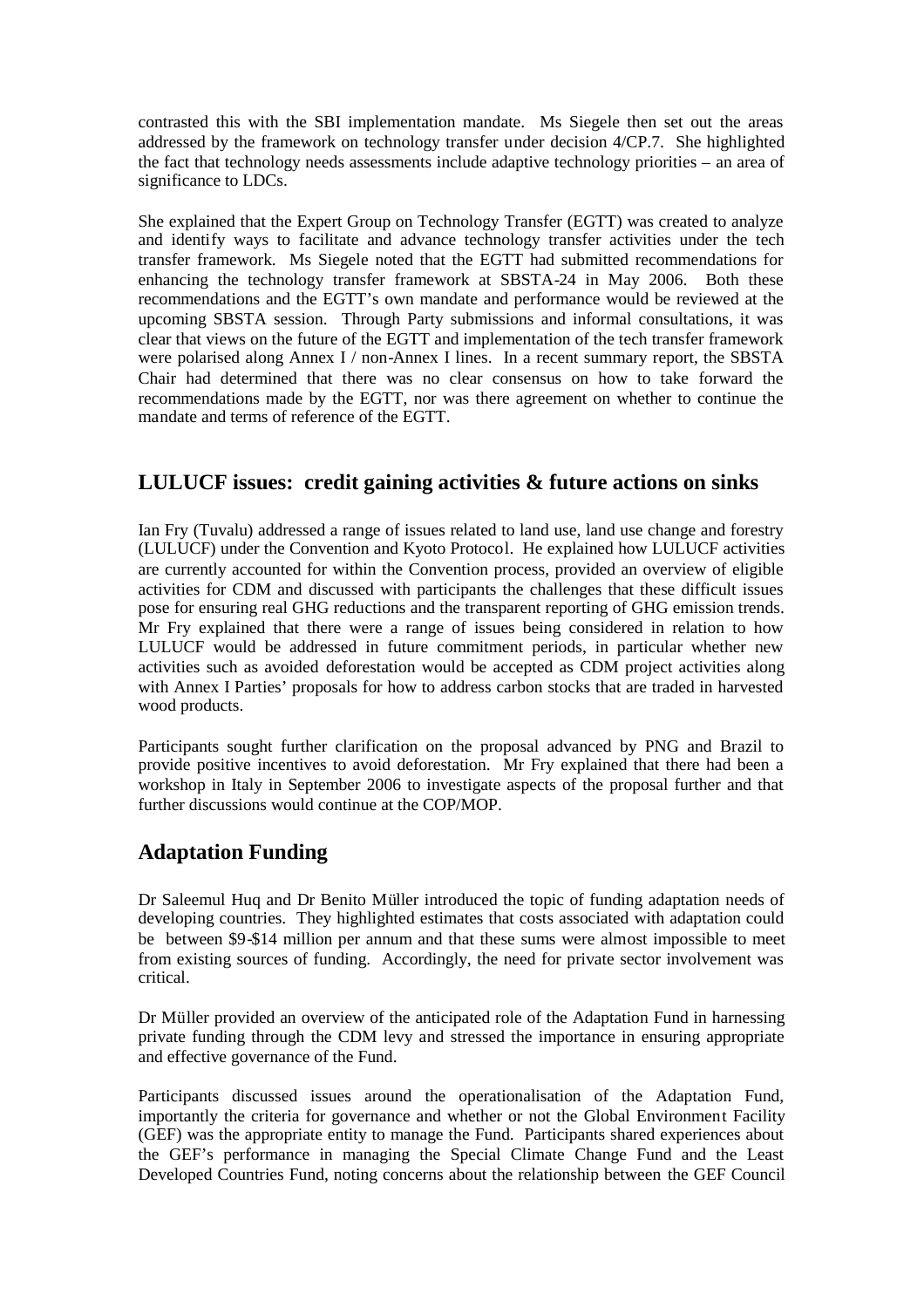contrasted this with the SBI implementation mandate. Ms Siegele then set out the areas addressed by the framework on technology transfer under decision 4/CP.7. She highlighted the fact that technology needs assessments include adaptive technology priorities – an area of significance to LDCs.

She explained that the Expert Group on Technology Transfer (EGTT) was created to analyze and identify ways to facilitate and advance technology transfer activities under the tech transfer framework. Ms Siegele noted that the EGTT had submitted recommendations for enhancing the technology transfer framework at SBSTA-24 in May 2006. Both these recommendations and the EGTT's own mandate and performance would be reviewed at the upcoming SBSTA session. Through Party submissions and informal consultations, it was clear that views on the future of the EGTT and implementation of the tech transfer framework were polarised along Annex I / non-Annex I lines. In a recent summary report, the SBSTA Chair had determined that there was no clear consensus on how to take forward the recommendations made by the EGTT, nor was there agreement on whether to continue the mandate and terms of reference of the EGTT.

## LULUCF issues: credit gaining activities & future actions on sinks

Ian Fry (Tuvalu) addressed a range of issues related to land use, land use change and forestry (LULUCF) under the Convention and Kyoto Protocol. He explained how LULUCF activities are currently accounted for within the Convention process, provided an overview of eligible activities for CDM and discussed with participants the challenges that these difficult issues pose for ensuring real GHG reductions and the transparent reporting of GHG emission trends. Mr Fry explained that there were a range of issues being considered in relation to how LULUCF would be addressed in future commitment periods, in particular whether new activities such as avoided deforestation would be accepted as CDM project activities along with Annex I Parties' proposals for how to address carbon stocks that are traded in harvested wood products.

Participants sought further clarification on the proposal advanced by PNG and Brazil to provide positive incentives to avoid deforestation. Mr Fry explained that there had been a workshop in Italy in September 2006 to investigate aspects of the proposal further and that further discussions would continue at the COP/MOP.

## Adaptation Funding

Dr Saleemul Huq and Dr Benito Müller introduced the topic of funding adaptation needs of developing countries. They highlighted estimates that costs associated with adaptation could be between $9-$14 million per annum and that these sums were almost impossible to meet from existing sources of funding. Accordingly, the need for private sector involvement was critical.

Dr Müller provided an overview of the anticipated role of the Adaptation Fund in harnessing private funding through the CDM levy and stressed the importance in ensuring appropriate and effective governance of the Fund.

Participants discussed issues around the operationalisation of the Adaptation Fund, importantly the criteria for governance and whether or not the Global Environment Facility (GEF) was the appropriate entity to manage the Fund. Participants shared experiences about the GEF's performance in managing the Special Climate Change Fund and the Least Developed Countries Fund, noting concerns about the relationship between the GEF Council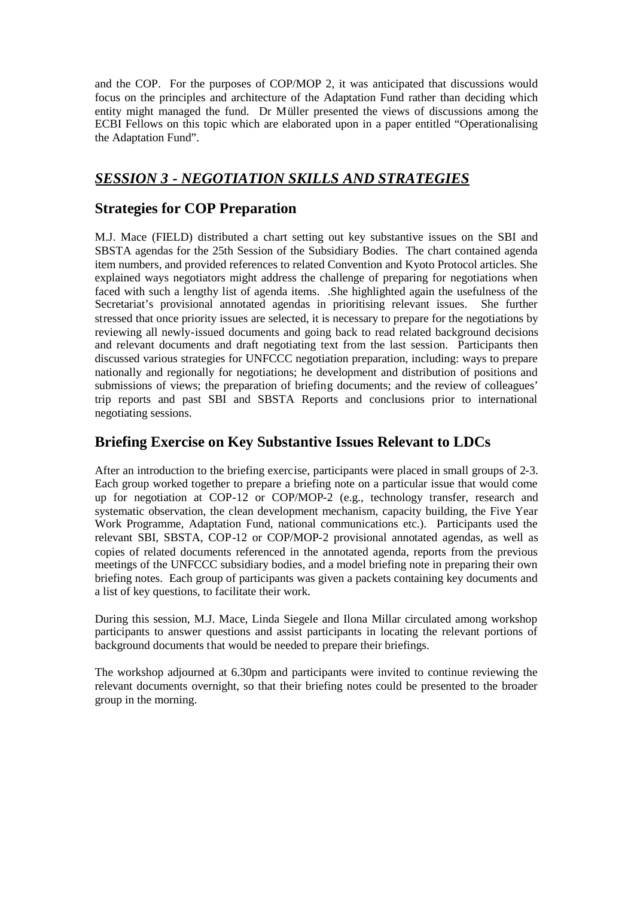and the COP. For the purposes of COP/MOP 2, it was anticipated that discussions would focus on the principles and architecture of the Adaptation Fund rather than deciding which entity might managed the fund. Dr Müller presented the views of discussions among the ECBI Fellows on this topic which are elaborated upon in a paper entitled "Operationalising the Adaptation Fund".

## ***SESSION 3 - NEGOTIATION SKILLS AND STRATEGIES***

### Strategies for COP Preparation

M.J. Mace (FIELD) distributed a chart setting out key substantive issues on the SBI and SBSTA agendas for the 25th Session of the Subsidiary Bodies. The chart contained agenda item numbers, and provided references to related Convention and Kyoto Protocol articles. She explained ways negotiators might address the challenge of preparing for negotiations when faced with such a lengthy list of agenda items. .She highlighted again the usefulness of the Secretariat's provisional annotated agendas in prioritising relevant issues. She further stressed that once priority issues are selected, it is necessary to prepare for the negotiations by reviewing all newly-issued documents and going back to read related background decisions and relevant documents and draft negotiating text from the last session. Participants then discussed various strategies for UNFCCC negotiation preparation, including: ways to prepare nationally and regionally for negotiations; he development and distribution of positions and submissions of views; the preparation of briefing documents; and the review of colleagues' trip reports and past SBI and SBSTA Reports and conclusions prior to international negotiating sessions.

### Briefing Exercise on Key Substantive Issues Relevant to LDCs

After an introduction to the briefing exercise, participants were placed in small groups of 2-3. Each group worked together to prepare a briefing note on a particular issue that would come up for negotiation at COP-12 or COP/MOP-2 (e.g., technology transfer, research and systematic observation, the clean development mechanism, capacity building, the Five Year Work Programme, Adaptation Fund, national communications etc.). Participants used the relevant SBI, SBSTA, COP-12 or COP/MOP-2 provisional annotated agendas, as well as copies of related documents referenced in the annotated agenda, reports from the previous meetings of the UNFCCC subsidiary bodies, and a model briefing note in preparing their own briefing notes. Each group of participants was given a packets containing key documents and a list of key questions, to facilitate their work.

During this session, M.J. Mace, Linda Siegele and Ilona Millar circulated among workshop participants to answer questions and assist participants in locating the relevant portions of background documents that would be needed to prepare their briefings.

The workshop adjourned at 6.30pm and participants were invited to continue reviewing the relevant documents overnight, so that their briefing notes could be presented to the broader group in the morning.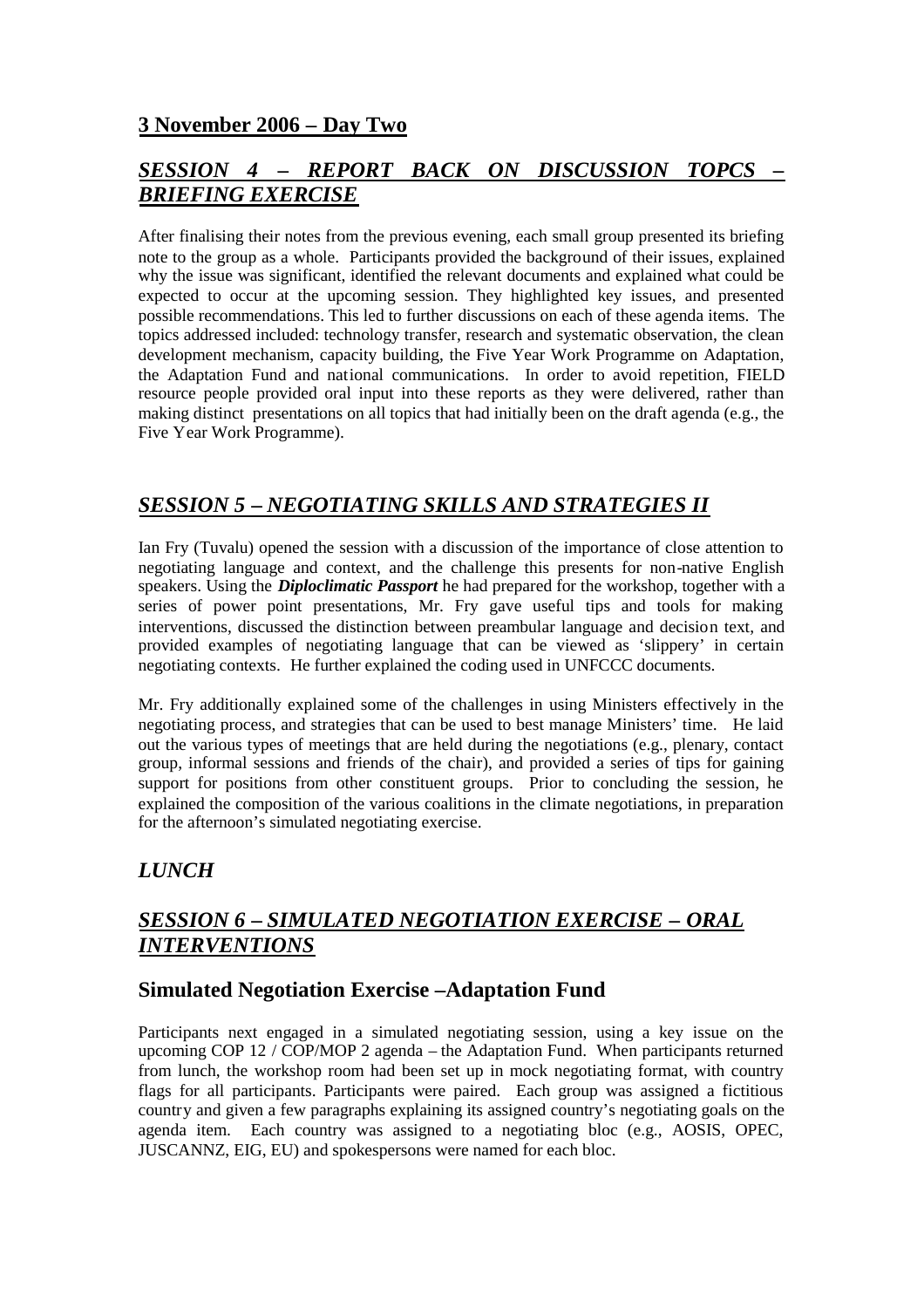## 3 November 2006 – Day Two

### *SESSION 4 – REPORT BACK ON DISCUSSION TOPCS – BRIEFING EXERCISE*

After finalising their notes from the previous evening, each small group presented its briefing note to the group as a whole. Participants provided the background of their issues, explained why the issue was significant, identified the relevant documents and explained what could be expected to occur at the upcoming session. They highlighted key issues, and presented possible recommendations. This led to further discussions on each of these agenda items. The topics addressed included: technology transfer, research and systematic observation, the clean development mechanism, capacity building, the Five Year Work Programme on Adaptation, the Adaptation Fund and national communications. In order to avoid repetition, FIELD resource people provided oral input into these reports as they were delivered, rather than making distinct presentations on all topics that had initially been on the draft agenda (e.g., the Five Year Work Programme).

### *SESSION 5 – NEGOTIATING SKILLS AND STRATEGIES II*

Ian Fry (Tuvalu) opened the session with a discussion of the importance of close attention to negotiating language and context, and the challenge this presents for non-native English speakers. Using the ***Diploclimatic Passport*** he had prepared for the workshop, together with a series of power point presentations, Mr. Fry gave useful tips and tools for making interventions, discussed the distinction between preambular language and decision text, and provided examples of negotiating language that can be viewed as 'slippery' in certain negotiating contexts. He further explained the coding used in UNFCCC documents.

Mr. Fry additionally explained some of the challenges in using Ministers effectively in the negotiating process, and strategies that can be used to best manage Ministers' time. He laid out the various types of meetings that are held during the negotiations (e.g., plenary, contact group, informal sessions and friends of the chair), and provided a series of tips for gaining support for positions from other constituent groups. Prior to concluding the session, he explained the composition of the various coalitions in the climate negotiations, in preparation for the afternoon's simulated negotiating exercise.

### *LUNCH*

### *SESSION 6 – SIMULATED NEGOTIATION EXERCISE – ORAL INTERVENTIONS*

### Simulated Negotiation Exercise –Adaptation Fund

Participants next engaged in a simulated negotiating session, using a key issue on the upcoming COP 12 / COP/MOP 2 agenda – the Adaptation Fund. When participants returned from lunch, the workshop room had been set up in mock negotiating format, with country flags for all participants. Participants were paired. Each group was assigned a fictitious country and given a few paragraphs explaining its assigned country's negotiating goals on the agenda item. Each country was assigned to a negotiating bloc (e.g., AOSIS, OPEC, JUSCANNZ, EIG, EU) and spokespersons were named for each bloc.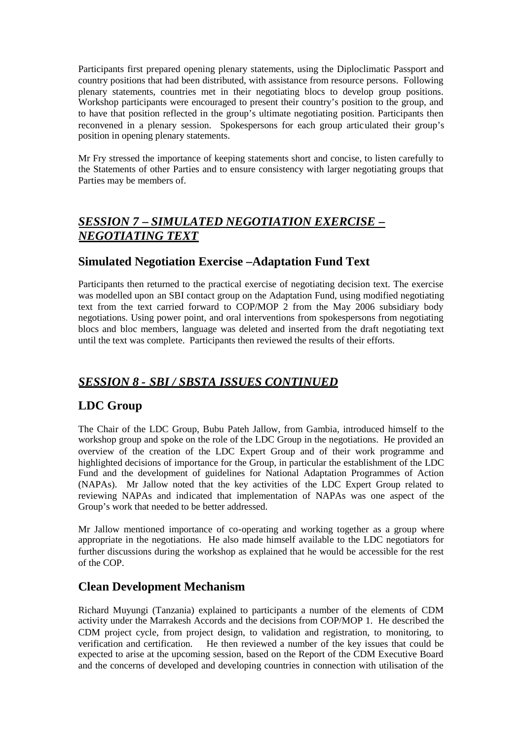Participants first prepared opening plenary statements, using the Diploclimatic Passport and country positions that had been distributed, with assistance from resource persons. Following plenary statements, countries met in their negotiating blocs to develop group positions. Workshop participants were encouraged to present their country's position to the group, and to have that position reflected in the group's ultimate negotiating position. Participants then reconvened in a plenary session. Spokespersons for each group articulated their group's position in opening plenary statements.

Mr Fry stressed the importance of keeping statements short and concise, to listen carefully to the Statements of other Parties and to ensure consistency with larger negotiating groups that Parties may be members of.

## ***SESSION 7 – SIMULATED NEGOTIATION EXERCISE – NEGOTIATING TEXT***

### Simulated Negotiation Exercise –Adaptation Fund Text

Participants then returned to the practical exercise of negotiating decision text. The exercise was modelled upon an SBI contact group on the Adaptation Fund, using modified negotiating text from the text carried forward to COP/MOP 2 from the May 2006 subsidiary body negotiations. Using power point, and oral interventions from spokespersons from negotiating blocs and bloc members, language was deleted and inserted from the draft negotiating text until the text was complete. Participants then reviewed the results of their efforts.

## ***SESSION 8 - SBI / SBSTA ISSUES CONTINUED***

### LDC Group

The Chair of the LDC Group, Bubu Pateh Jallow, from Gambia, introduced himself to the workshop group and spoke on the role of the LDC Group in the negotiations. He provided an overview of the creation of the LDC Expert Group and of their work programme and highlighted decisions of importance for the Group, in particular the establishment of the LDC Fund and the development of guidelines for National Adaptation Programmes of Action (NAPAs). Mr Jallow noted that the key activities of the LDC Expert Group related to reviewing NAPAs and indicated that implementation of NAPAs was one aspect of the Group's work that needed to be better addressed.

Mr Jallow mentioned importance of co-operating and working together as a group where appropriate in the negotiations. He also made himself available to the LDC negotiators for further discussions during the workshop as explained that he would be accessible for the rest of the COP.

### Clean Development Mechanism

Richard Muyungi (Tanzania) explained to participants a number of the elements of CDM activity under the Marrakesh Accords and the decisions from COP/MOP 1. He described the CDM project cycle, from project design, to validation and registration, to monitoring, to verification and certification. He then reviewed a number of the key issues that could be expected to arise at the upcoming session, based on the Report of the CDM Executive Board and the concerns of developed and developing countries in connection with utilisation of the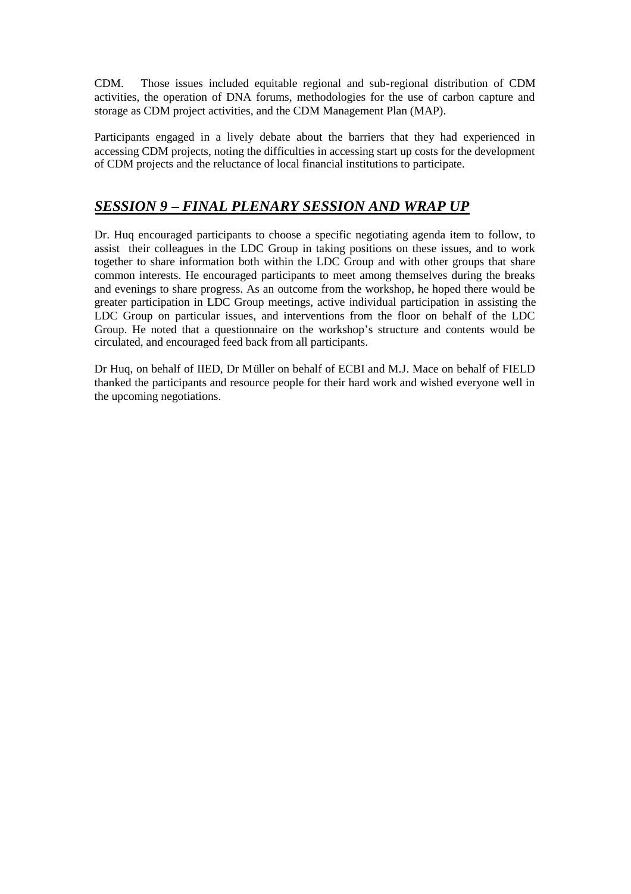CDM. Those issues included equitable regional and sub-regional distribution of CDM activities, the operation of DNA forums, methodologies for the use of carbon capture and storage as CDM project activities, and the CDM Management Plan (MAP).

Participants engaged in a lively debate about the barriers that they had experienced in accessing CDM projects, noting the difficulties in accessing start up costs for the development of CDM projects and the reluctance of local financial institutions to participate.

## ***SESSION 9 – FINAL PLENARY SESSION AND WRAP UP***

Dr. Huq encouraged participants to choose a specific negotiating agenda item to follow, to assist their colleagues in the LDC Group in taking positions on these issues, and to work together to share information both within the LDC Group and with other groups that share common interests. He encouraged participants to meet among themselves during the breaks and evenings to share progress. As an outcome from the workshop, he hoped there would be greater participation in LDC Group meetings, active individual participation in assisting the LDC Group on particular issues, and interventions from the floor on behalf of the LDC Group. He noted that a questionnaire on the workshop's structure and contents would be circulated, and encouraged feed back from all participants.

Dr Huq, on behalf of IIED, Dr Müller on behalf of ECBI and M.J. Mace on behalf of FIELD thanked the participants and resource people for their hard work and wished everyone well in the upcoming negotiations.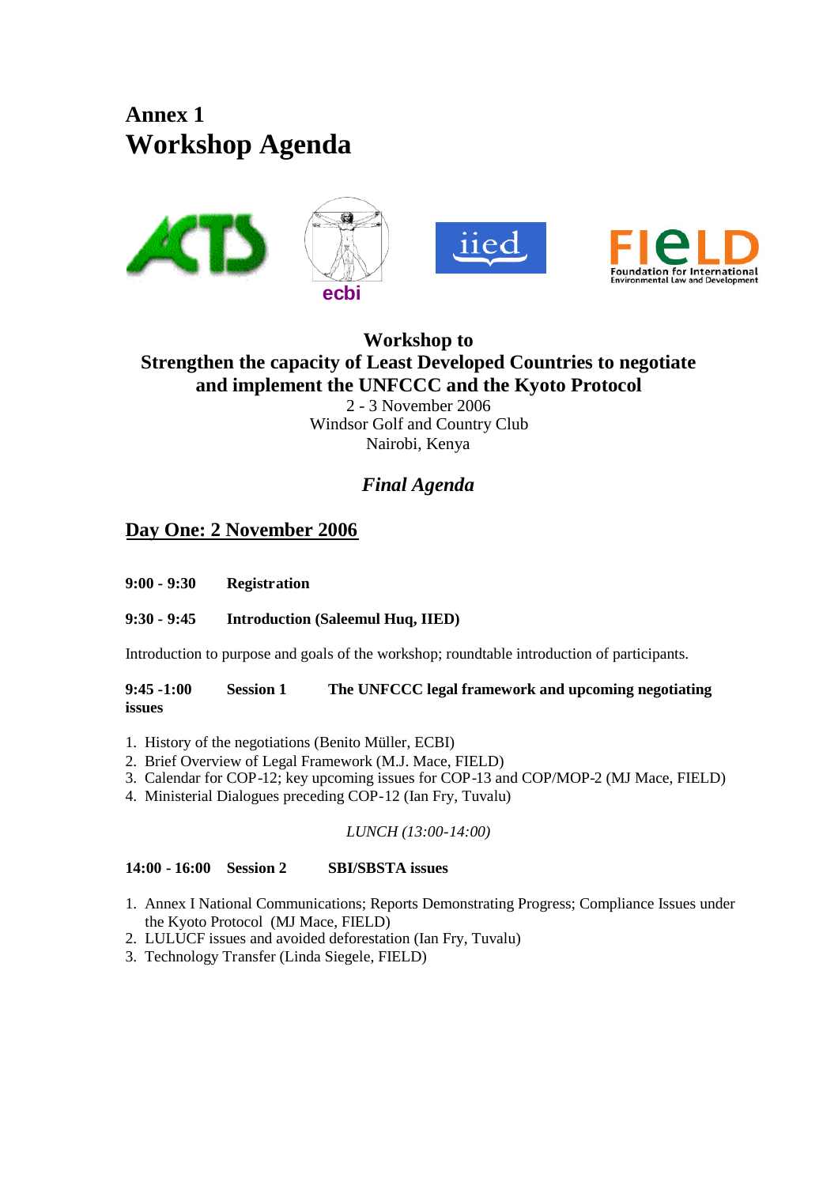# Annex 1
# Workshop Agenda

ecbi

FIELD Foundation for International Environmental Law and Development

**Workshop to**
**Strengthen the capacity of Least Developed Countries to negotiate and implement the UNFCCC and the Kyoto Protocol**

2 - 3 November 2006
Windsor Golf and Country Club
Nairobi, Kenya

***Final Agenda***

## Day One: 2 November 2006

**9:00 - 9:30 Registration**

**9:30 - 9:45 Introduction (Saleemul Huq, IIED)**

Introduction to purpose and goals of the workshop; roundtable introduction of participants.

**9:45 -1:00 Session 1 The UNFCCC legal framework and upcoming negotiating issues**

1. History of the negotiations (Benito Müller, ECBI)
2. Brief Overview of Legal Framework (M.J. Mace, FIELD)
3. Calendar for COP-12; key upcoming issues for COP-13 and COP/MOP-2 (MJ Mace, FIELD)
4. Ministerial Dialogues preceding COP-12 (Ian Fry, Tuvalu)

*LUNCH (13:00-14:00)*

**14:00 - 16:00 Session 2 SBI/SBSTA issues**

1. Annex I National Communications; Reports Demonstrating Progress; Compliance Issues under the Kyoto Protocol (MJ Mace, FIELD)
2. LULUCF issues and avoided deforestation (Ian Fry, Tuvalu)
3. Technology Transfer (Linda Siegele, FIELD)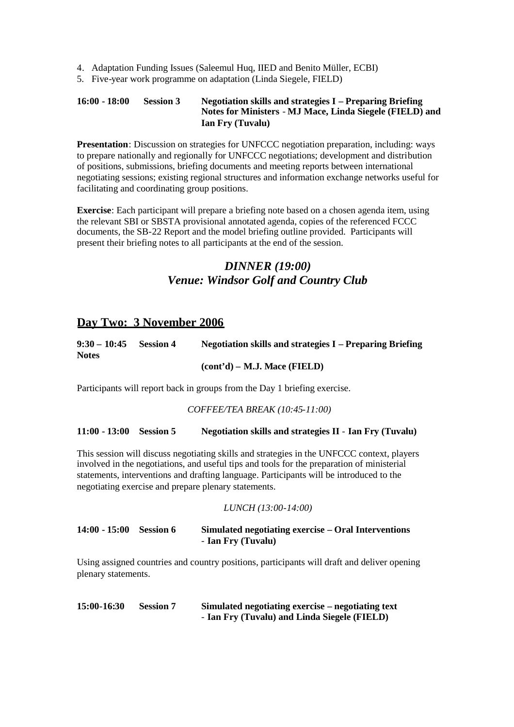4. Adaptation Funding Issues (Saleemul Huq, IIED and Benito Müller, ECBI)
5. Five-year work programme on adaptation (Linda Siegele, FIELD)

**16:00 - 18:00 Session 3 Negotiation skills and strategies I – Preparing Briefing Notes for Ministers** - **MJ Mace, Linda Siegele (FIELD) and Ian Fry (Tuvalu)**

**Presentation**: Discussion on strategies for UNFCCC negotiation preparation, including: ways to prepare nationally and regionally for UNFCCC negotiations; development and distribution of positions, submissions, briefing documents and meeting reports between international negotiating sessions; existing regional structures and information exchange networks useful for facilitating and coordinating group positions.

**Exercise**: Each participant will prepare a briefing note based on a chosen agenda item, using the relevant SBI or SBSTA provisional annotated agenda, copies of the referenced FCCC documents, the SB-22 Report and the model briefing outline provided. Participants will present their briefing notes to all participants at the end of the session.

***DINNER (19:00)***
***Venue: Windsor Golf and Country Club***

## Day Two: 3 November 2006

**9:30 – 10:45 Session 4 Negotiation skills and strategies I – Preparing Briefing Notes (cont'd) – M.J. Mace (FIELD)**

Participants will report back in groups from the Day 1 briefing exercise.

*COFFEE/TEA BREAK (10:45-11:00)*

**11:00 - 13:00 Session 5 Negotiation skills and strategies II** - **Ian Fry (Tuvalu)**

This session will discuss negotiating skills and strategies in the UNFCCC context, players involved in the negotiations, and useful tips and tools for the preparation of ministerial statements, interventions and drafting language. Participants will be introduced to the negotiating exercise and prepare plenary statements.

*LUNCH (13:00-14:00)*

**14:00 - 15:00 Session 6 Simulated negotiating exercise – Oral Interventions** - **Ian Fry (Tuvalu)**

Using assigned countries and country positions, participants will draft and deliver opening plenary statements.

**15:00-16:30 Session 7 Simulated negotiating exercise – negotiating text** - **Ian Fry (Tuvalu) and Linda Siegele (FIELD)**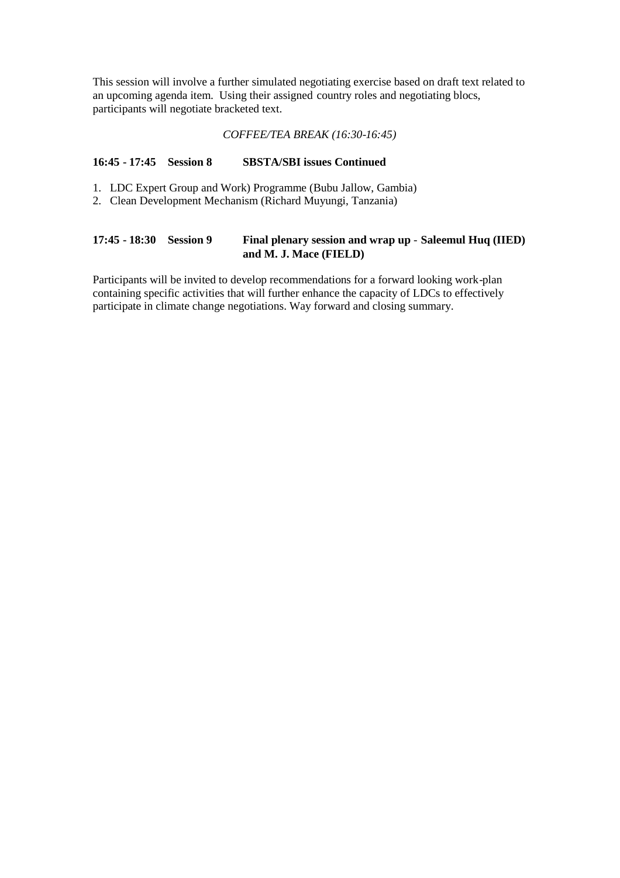This session will involve a further simulated negotiating exercise based on draft text related to an upcoming agenda item. Using their assigned country roles and negotiating blocs, participants will negotiate bracketed text.

*COFFEE/TEA BREAK (16:30-16:45)*

**16:45 - 17:45 Session 8 SBSTA/SBI issues Continued**

1. LDC Expert Group and Work) Programme (Bubu Jallow, Gambia)
2. Clean Development Mechanism (Richard Muyungi, Tanzania)

**17:45 - 18:30 Session 9 Final plenary session and wrap up - Saleemul Huq (IIED) and M. J. Mace (FIELD)**

Participants will be invited to develop recommendations for a forward looking work-plan containing specific activities that will further enhance the capacity of LDCs to effectively participate in climate change negotiations. Way forward and closing summary.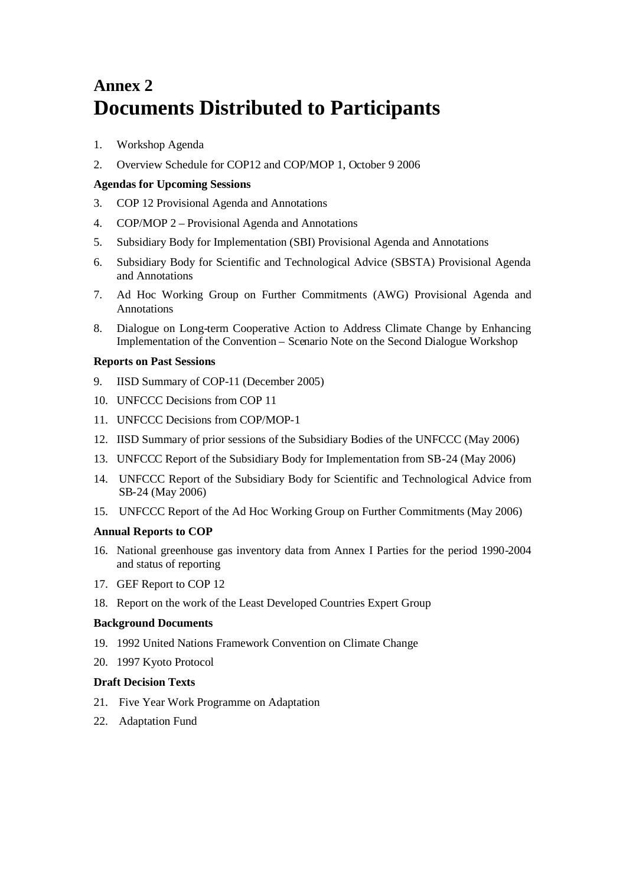# Annex 2
# Documents Distributed to Participants

1. Workshop Agenda
2. Overview Schedule for COP12 and COP/MOP 1, October 9 2006

**Agendas for Upcoming Sessions**

3. COP 12 Provisional Agenda and Annotations
4. COP/MOP 2 – Provisional Agenda and Annotations
5. Subsidiary Body for Implementation (SBI) Provisional Agenda and Annotations
6. Subsidiary Body for Scientific and Technological Advice (SBSTA) Provisional Agenda and Annotations
7. Ad Hoc Working Group on Further Commitments (AWG) Provisional Agenda and Annotations
8. Dialogue on Long-term Cooperative Action to Address Climate Change by Enhancing Implementation of the Convention – Scenario Note on the Second Dialogue Workshop

**Reports on Past Sessions**

9. IISD Summary of COP-11 (December 2005)
10. UNFCCC Decisions from COP 11
11. UNFCCC Decisions from COP/MOP-1
12. IISD Summary of prior sessions of the Subsidiary Bodies of the UNFCCC (May 2006)
13. UNFCCC Report of the Subsidiary Body for Implementation from SB-24 (May 2006)
14. UNFCCC Report of the Subsidiary Body for Scientific and Technological Advice from SB-24 (May 2006)
15. UNFCCC Report of the Ad Hoc Working Group on Further Commitments (May 2006)

**Annual Reports to COP**

16. National greenhouse gas inventory data from Annex I Parties for the period 1990-2004 and status of reporting
17. GEF Report to COP 12
18. Report on the work of the Least Developed Countries Expert Group

**Background Documents**

19. 1992 United Nations Framework Convention on Climate Change
20. 1997 Kyoto Protocol

**Draft Decision Texts**

21. Five Year Work Programme on Adaptation
22. Adaptation Fund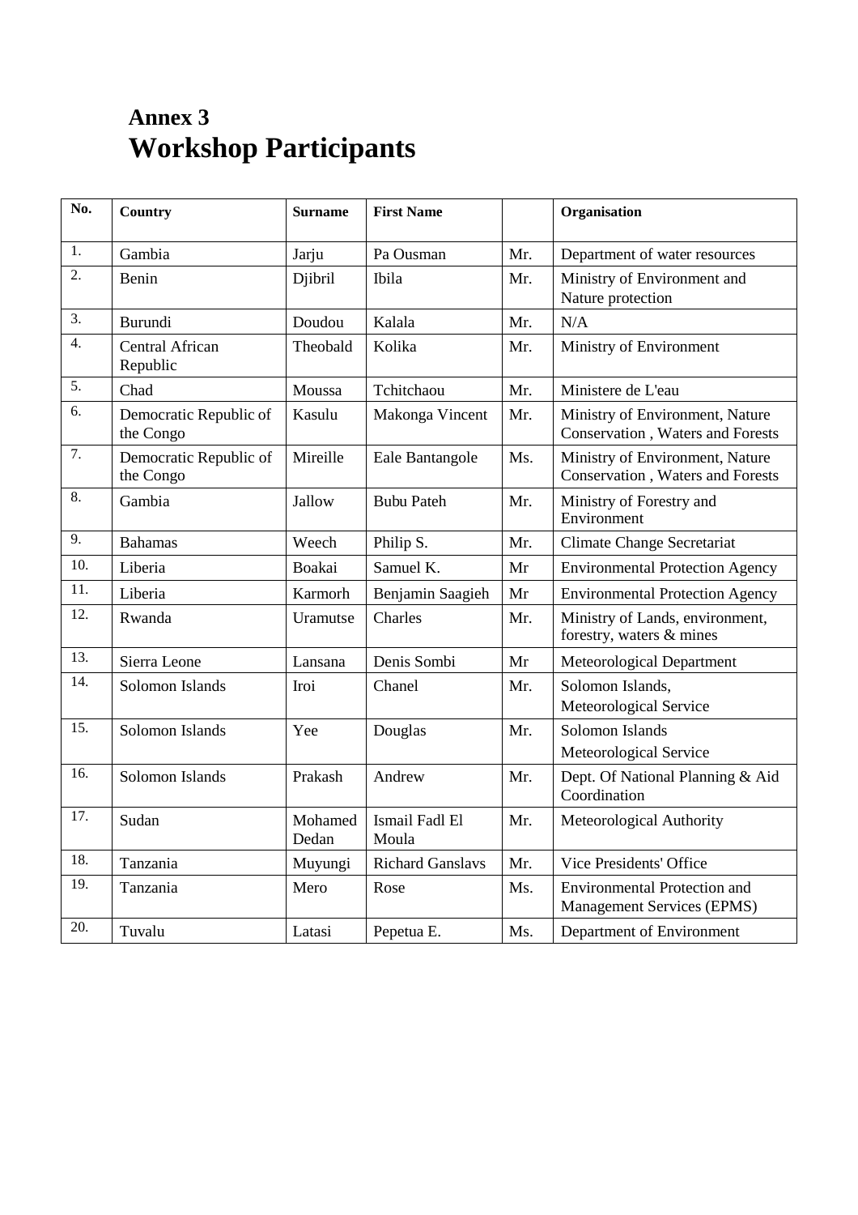# Annex 3
# Workshop Participants

| No. | Country | Surname | First Name | | Organisation |
|---|---|---|---|---|---|
| 1. | Gambia | Jarju | Pa Ousman | Mr. | Department of water resources |
| 2. | Benin | Djibril | Ibila | Mr. | Ministry of Environment and Nature protection |
| 3. | Burundi | Doudou | Kalala | Mr. | N/A |
| 4. | Central African Republic | Theobald | Kolika | Mr. | Ministry of Environment |
| 5. | Chad | Moussa | Tchitchaou | Mr. | Ministere de L'eau |
| 6. | Democratic Republic of the Congo | Kasulu | Makonga Vincent | Mr. | Ministry of Environment, Nature Conservation , Waters and Forests |
| 7. | Democratic Republic of the Congo | Mireille | Eale Bantangole | Ms. | Ministry of Environment, Nature Conservation , Waters and Forests |
| 8. | Gambia | Jallow | Bubu Pateh | Mr. | Ministry of Forestry and Environment |
| 9. | Bahamas | Weech | Philip S. | Mr. | Climate Change Secretariat |
| 10. | Liberia | Boakai | Samuel K. | Mr | Environmental Protection Agency |
| 11. | Liberia | Karmorh | Benjamin Saagieh | Mr | Environmental Protection Agency |
| 12. | Rwanda | Uramutse | Charles | Mr. | Ministry of Lands, environment, forestry, waters & mines |
| 13. | Sierra Leone | Lansana | Denis Sombi | Mr | Meteorological Department |
| 14. | Solomon Islands | Iroi | Chanel | Mr. | Solomon Islands, Meteorological Service |
| 15. | Solomon Islands | Yee | Douglas | Mr. | Solomon Islands Meteorological Service |
| 16. | Solomon Islands | Prakash | Andrew | Mr. | Dept. Of National Planning & Aid Coordination |
| 17. | Sudan | Mohamed Dedan | Ismail Fadl El Moula | Mr. | Meteorological Authority |
| 18. | Tanzania | Muyungi | Richard Ganslavs | Mr. | Vice Presidents' Office |
| 19. | Tanzania | Mero | Rose | Ms. | Environmental Protection and Management Services (EPMS) |
| 20. | Tuvalu | Latasi | Pepetua E. | Ms. | Department of Environment |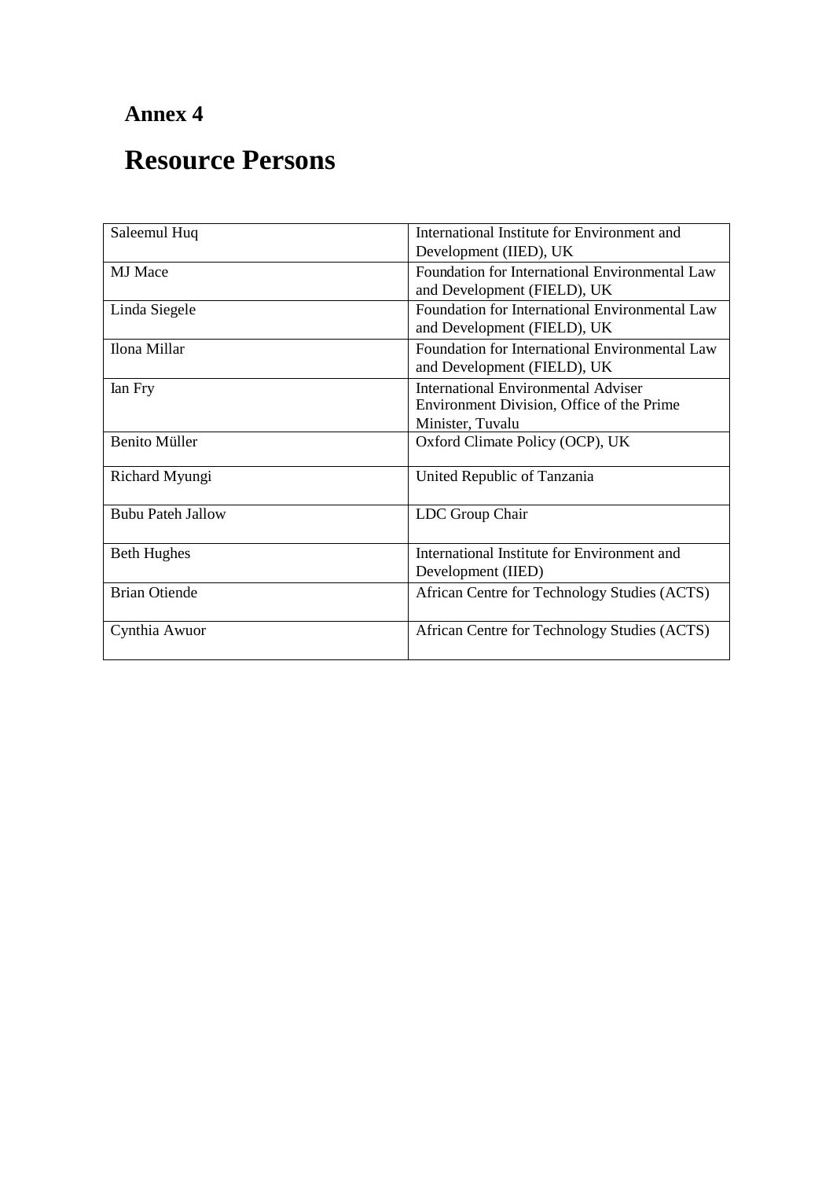# Annex 4

# Resource Persons

| | |
|---|---|
| Saleemul Huq | International Institute for Environment and Development (IIED), UK |
| MJ Mace | Foundation for International Environmental Law and Development (FIELD), UK |
| Linda Siegele | Foundation for International Environmental Law and Development (FIELD), UK |
| Ilona Millar | Foundation for International Environmental Law and Development (FIELD), UK |
| Ian Fry | International Environmental Adviser Environment Division, Office of the Prime Minister, Tuvalu |
| Benito Müller | Oxford Climate Policy (OCP), UK |
| Richard Myungi | United Republic of Tanzania |
| Bubu Pateh Jallow | LDC Group Chair |
| Beth Hughes | International Institute for Environment and Development (IIED) |
| Brian Otiende | African Centre for Technology Studies (ACTS) |
| Cynthia Awuor | African Centre for Technology Studies (ACTS) |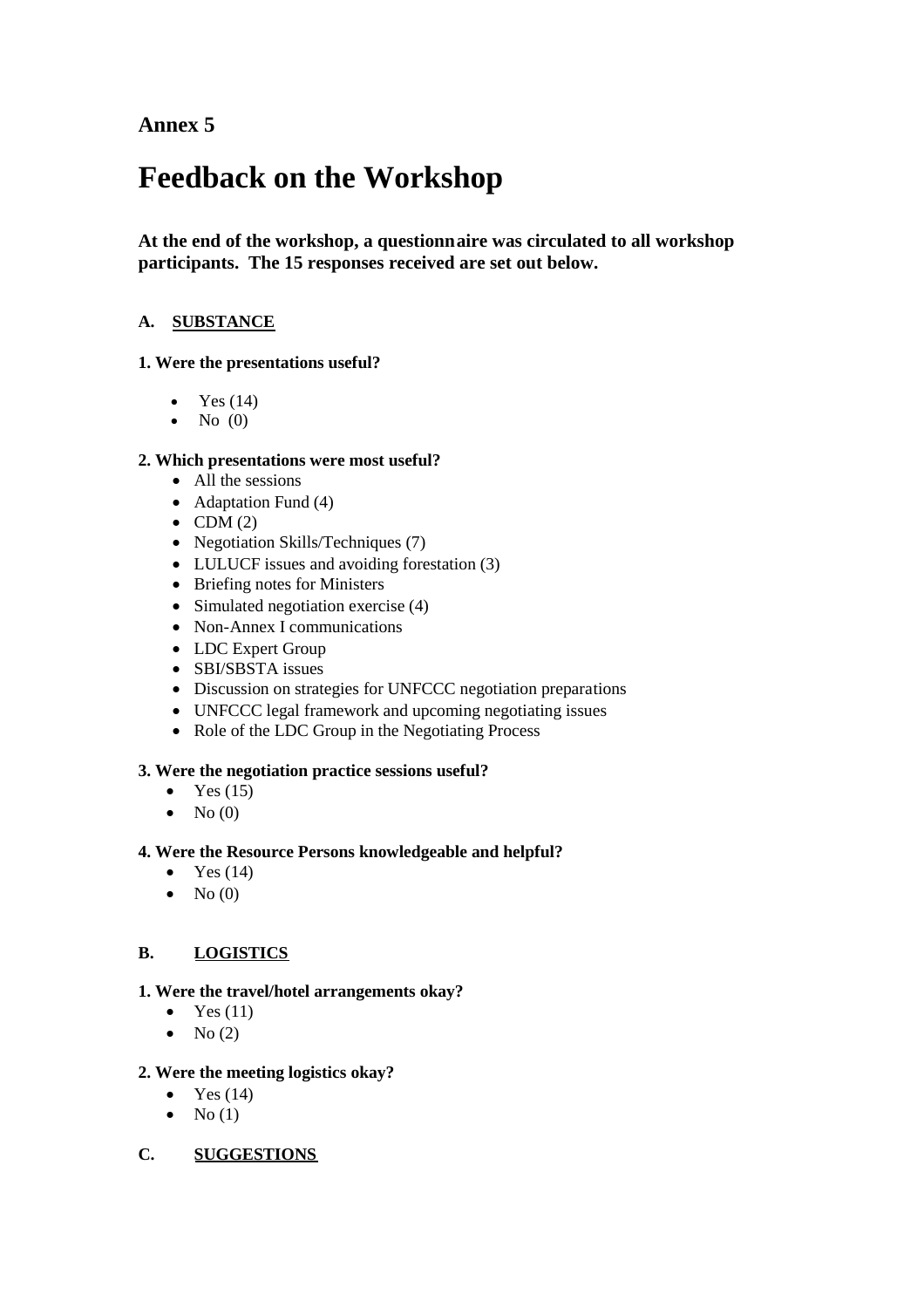## Annex 5

# Feedback on the Workshop

**At the end of the workshop, a questionnaire was circulated to all workshop participants. The 15 responses received are set out below.**

### A. SUBSTANCE

**1. Were the presentations useful?**

- Yes (14)
- No (0)

**2. Which presentations were most useful?**

- All the sessions
- Adaptation Fund (4)
- CDM (2)
- Negotiation Skills/Techniques (7)
- LULUCF issues and avoiding forestation (3)
- Briefing notes for Ministers
- Simulated negotiation exercise (4)
- Non-Annex I communications
- LDC Expert Group
- SBI/SBSTA issues
- Discussion on strategies for UNFCCC negotiation preparations
- UNFCCC legal framework and upcoming negotiating issues
- Role of the LDC Group in the Negotiating Process

**3. Were the negotiation practice sessions useful?**

- Yes (15)
- No (0)

**4. Were the Resource Persons knowledgeable and helpful?**

- Yes (14)
- No (0)

### B. LOGISTICS

**1. Were the travel/hotel arrangements okay?**

- Yes (11)
- No (2)

**2. Were the meeting logistics okay?**

- Yes (14)
- No (1)

### C. SUGGESTIONS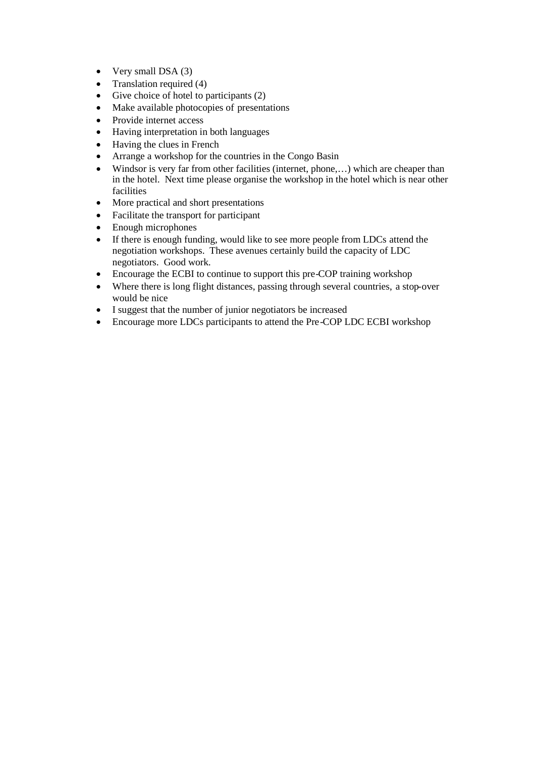- Very small DSA (3)
- Translation required (4)
- Give choice of hotel to participants (2)
- Make available photocopies of presentations
- Provide internet access
- Having interpretation in both languages
- Having the clues in French
- Arrange a workshop for the countries in the Congo Basin
- Windsor is very far from other facilities (internet, phone,…) which are cheaper than in the hotel. Next time please organise the workshop in the hotel which is near other facilities
- More practical and short presentations
- Facilitate the transport for participant
- Enough microphones
- If there is enough funding, would like to see more people from LDCs attend the negotiation workshops. These avenues certainly build the capacity of LDC negotiators. Good work.
- Encourage the ECBI to continue to support this pre-COP training workshop
- Where there is long flight distances, passing through several countries, a stop-over would be nice
- I suggest that the number of junior negotiators be increased
- Encourage more LDCs participants to attend the Pre-COP LDC ECBI workshop